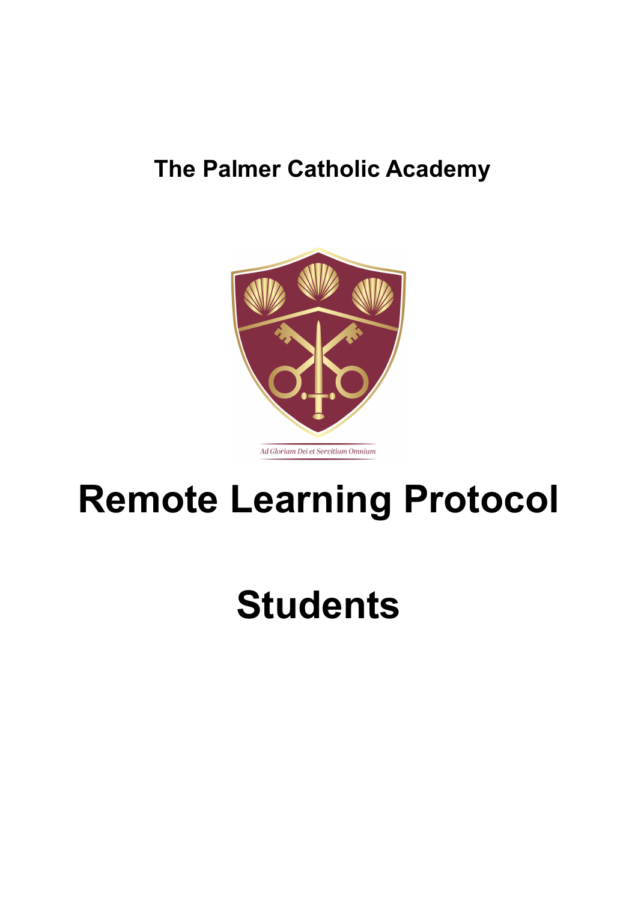**The Palmer Catholic Academy**

*Ad Gloriam Dei et Servitium Omnium*

# Remote Learning Protocol

# Students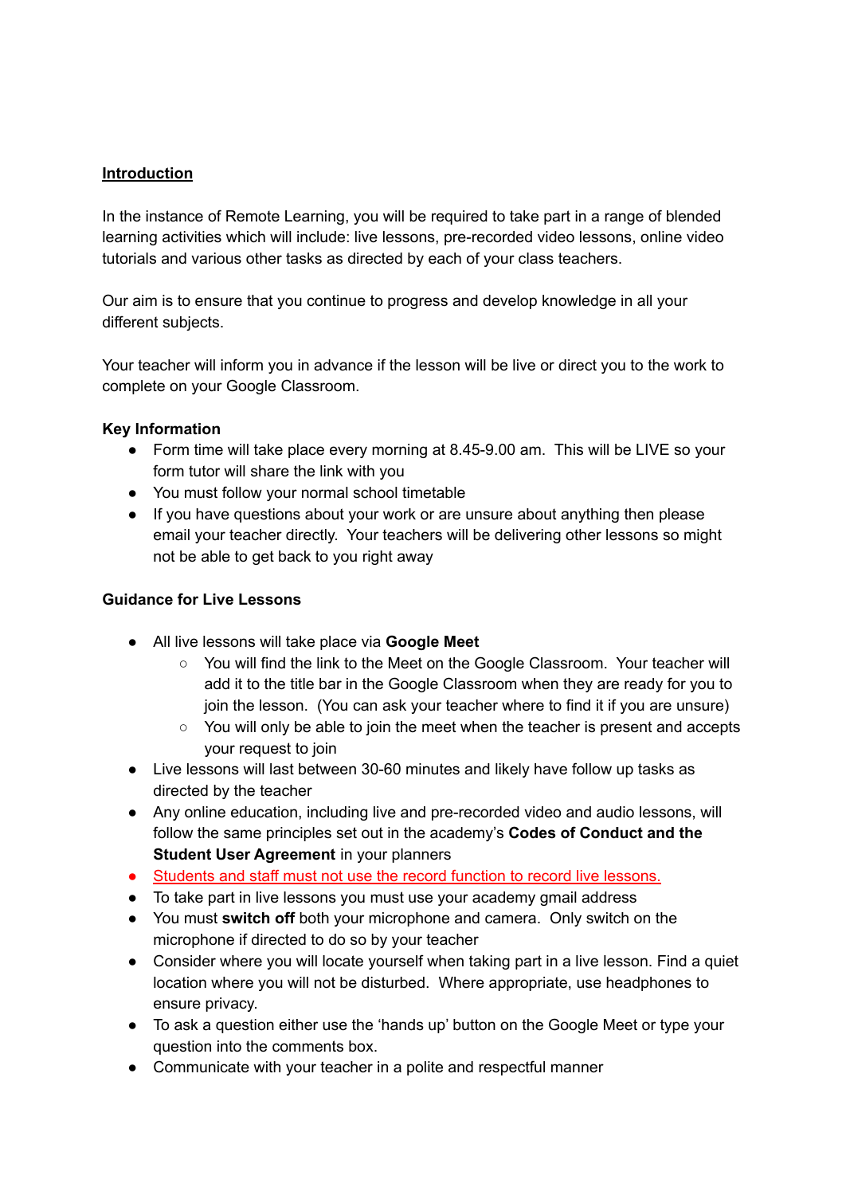## Introduction

In the instance of Remote Learning, you will be required to take part in a range of blended learning activities which will include: live lessons, pre-recorded video lessons, online video tutorials and various other tasks as directed by each of your class teachers.

Our aim is to ensure that you continue to progress and develop knowledge in all your different subjects.

Your teacher will inform you in advance if the lesson will be live or direct you to the work to complete on your Google Classroom.

### Key Information

- Form time will take place every morning at 8.45-9.00 am. This will be LIVE so your form tutor will share the link with you
- You must follow your normal school timetable
- If you have questions about your work or are unsure about anything then please email your teacher directly. Your teachers will be delivering other lessons so might not be able to get back to you right away

### Guidance for Live Lessons

- All live lessons will take place via **Google Meet**
  - You will find the link to the Meet on the Google Classroom. Your teacher will add it to the title bar in the Google Classroom when they are ready for you to join the lesson. (You can ask your teacher where to find it if you are unsure)
  - You will only be able to join the meet when the teacher is present and accepts your request to join
- Live lessons will last between 30-60 minutes and likely have follow up tasks as directed by the teacher
- Any online education, including live and pre-recorded video and audio lessons, will follow the same principles set out in the academy's **Codes of Conduct and the Student User Agreement** in your planners
- Students and staff must not use the record function to record live lessons.
- To take part in live lessons you must use your academy gmail address
- You must **switch off** both your microphone and camera. Only switch on the microphone if directed to do so by your teacher
- Consider where you will locate yourself when taking part in a live lesson. Find a quiet location where you will not be disturbed. Where appropriate, use headphones to ensure privacy.
- To ask a question either use the 'hands up' button on the Google Meet or type your question into the comments box.
- Communicate with your teacher in a polite and respectful manner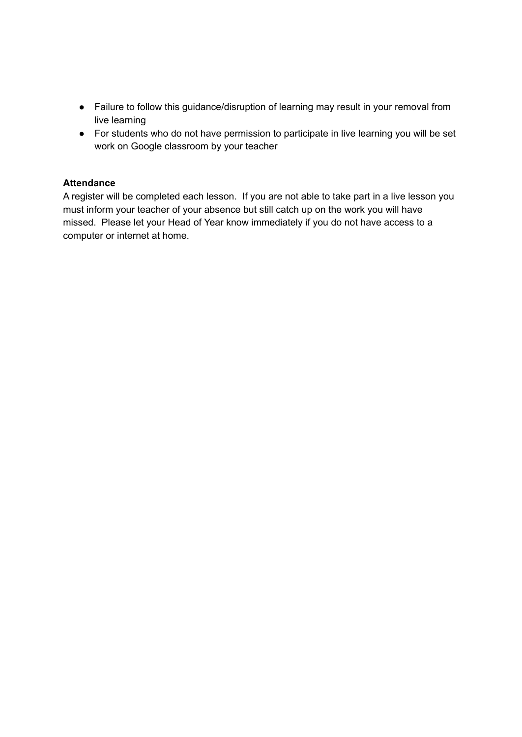- Failure to follow this guidance/disruption of learning may result in your removal from live learning
- For students who do not have permission to participate in live learning you will be set work on Google classroom by your teacher

**Attendance**

A register will be completed each lesson. If you are not able to take part in a live lesson you must inform your teacher of your absence but still catch up on the work you will have missed. Please let your Head of Year know immediately if you do not have access to a computer or internet at home.